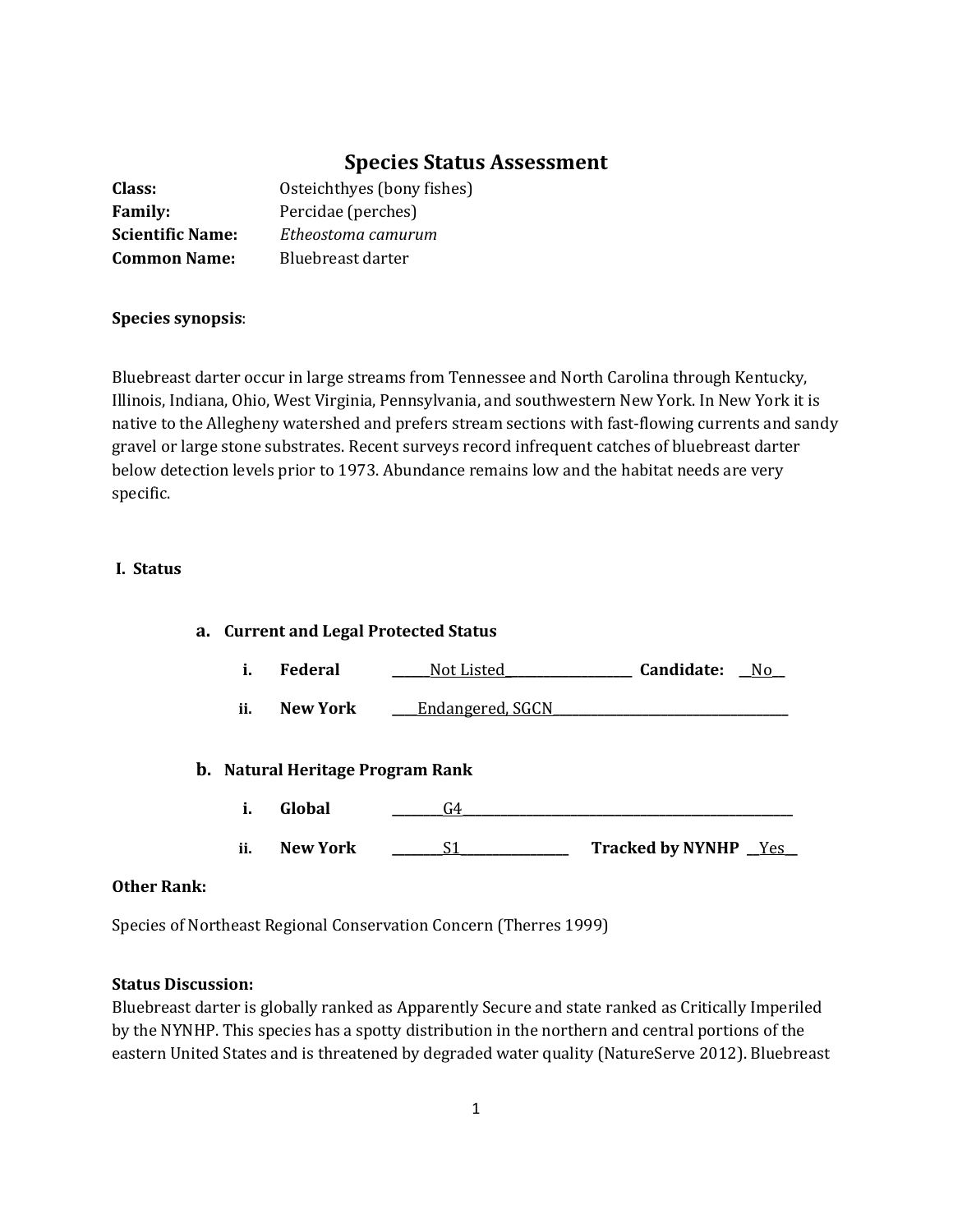# Species Status Assessment

**Class:** Osteichthyes (bony fishes)
**Family:** Percidae (perches)
**Scientific Name:** *Etheostoma camurum*
**Common Name:** Bluebreast darter

**Species synopsis**:

Bluebreast darter occur in large streams from Tennessee and North Carolina through Kentucky, Illinois, Indiana, Ohio, West Virginia, Pennsylvania, and southwestern New York. In New York it is native to the Allegheny watershed and prefers stream sections with fast-flowing currents and sandy gravel or large stone substrates. Recent surveys record infrequent catches of bluebreast darter below detection levels prior to 1973. Abundance remains low and the habitat needs are very specific.

## I. Status

### a. Current and Legal Protected Status

i. **Federal** \_\_\_\_\_Not Listed\_\_\_\_\_\_\_\_\_\_\_\_\_\_\_\_\_\_ **Candidate:** \_\_No\_\_

ii. **New York** \_\_\_\_Endangered, SGCN\_\_\_\_\_\_\_\_\_\_\_\_\_\_\_\_\_\_\_\_\_\_\_\_\_\_\_\_\_\_\_\_\_\_

### b. Natural Heritage Program Rank

i. **Global** \_\_\_\_\_\_\_\_G4\_\_\_\_\_\_\_\_\_\_\_\_\_\_\_\_\_\_\_\_\_\_\_\_\_\_\_\_\_\_\_\_\_\_\_\_\_\_\_\_\_\_\_\_\_\_\_\_\_

ii. **New York** \_\_\_\_\_\_\_\_S1\_\_\_\_\_\_\_\_\_\_\_\_\_\_\_\_ **Tracked by NYNHP** \_\_Yes\_\_

**Other Rank:**

Species of Northeast Regional Conservation Concern (Therres 1999)

**Status Discussion:**
Bluebreast darter is globally ranked as Apparently Secure and state ranked as Critically Imperiled by the NYNHP. This species has a spotty distribution in the northern and central portions of the eastern United States and is threatened by degraded water quality (NatureServe 2012). Bluebreast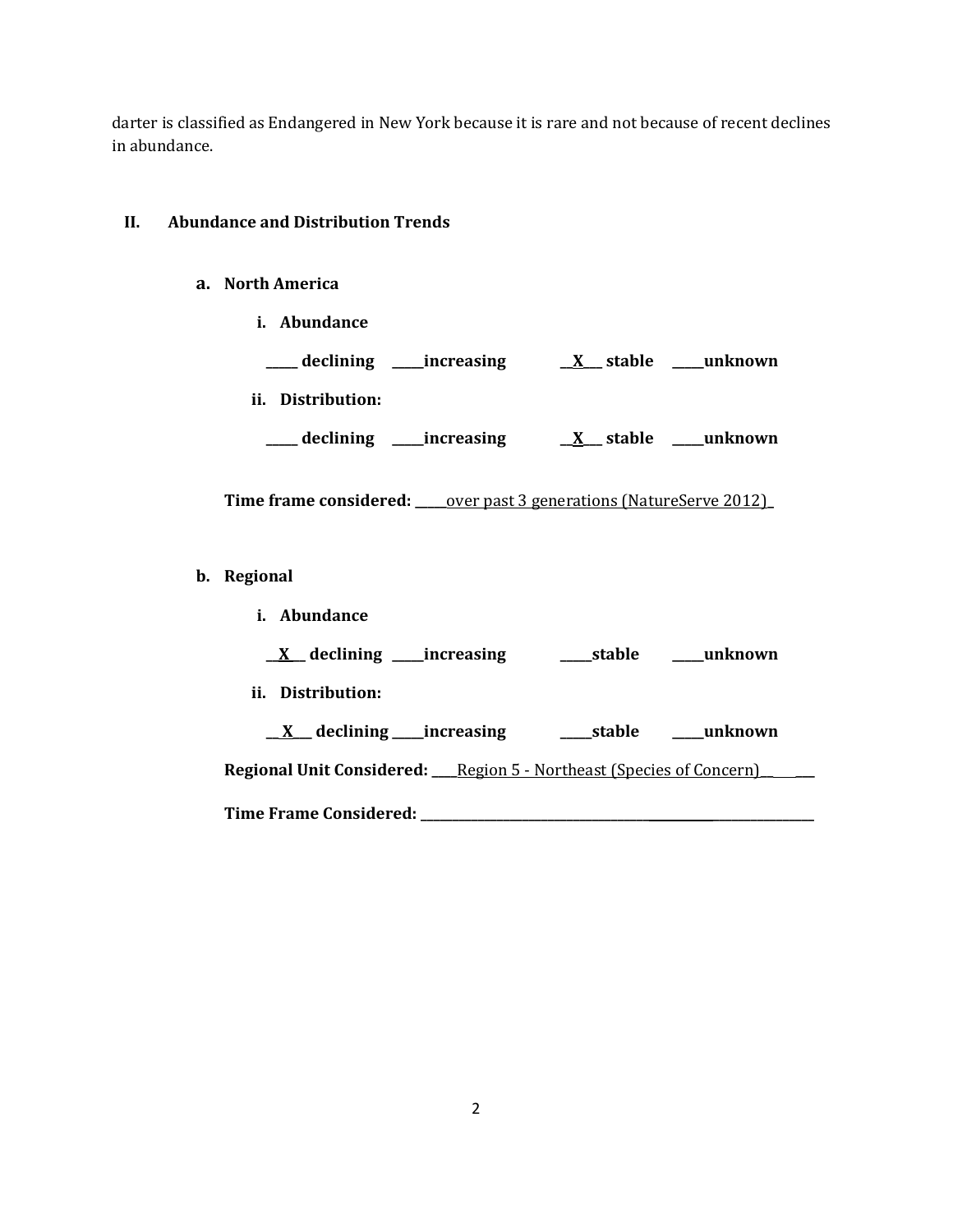darter is classified as Endangered in New York because it is rare and not because of recent declines in abundance.

## II. Abundance and Distribution Trends

### a. North America

**i. Abundance**

**_____ declining _____increasing __X___ stable _____unknown**

**ii. Distribution:**

**_____ declining _____increasing __X___ stable _____unknown**

**Time frame considered:** _____over past 3 generations (NatureServe 2012)_

### b. Regional

**i. Abundance**

**__X___ declining _____increasing _____stable _____unknown**

**ii. Distribution:**

**__X___ declining _____increasing _____stable _____unknown**

**Regional Unit Considered:** ____Region 5 - Northeast (Species of Concern)__ ___

**Time Frame Considered:** ________________________________________________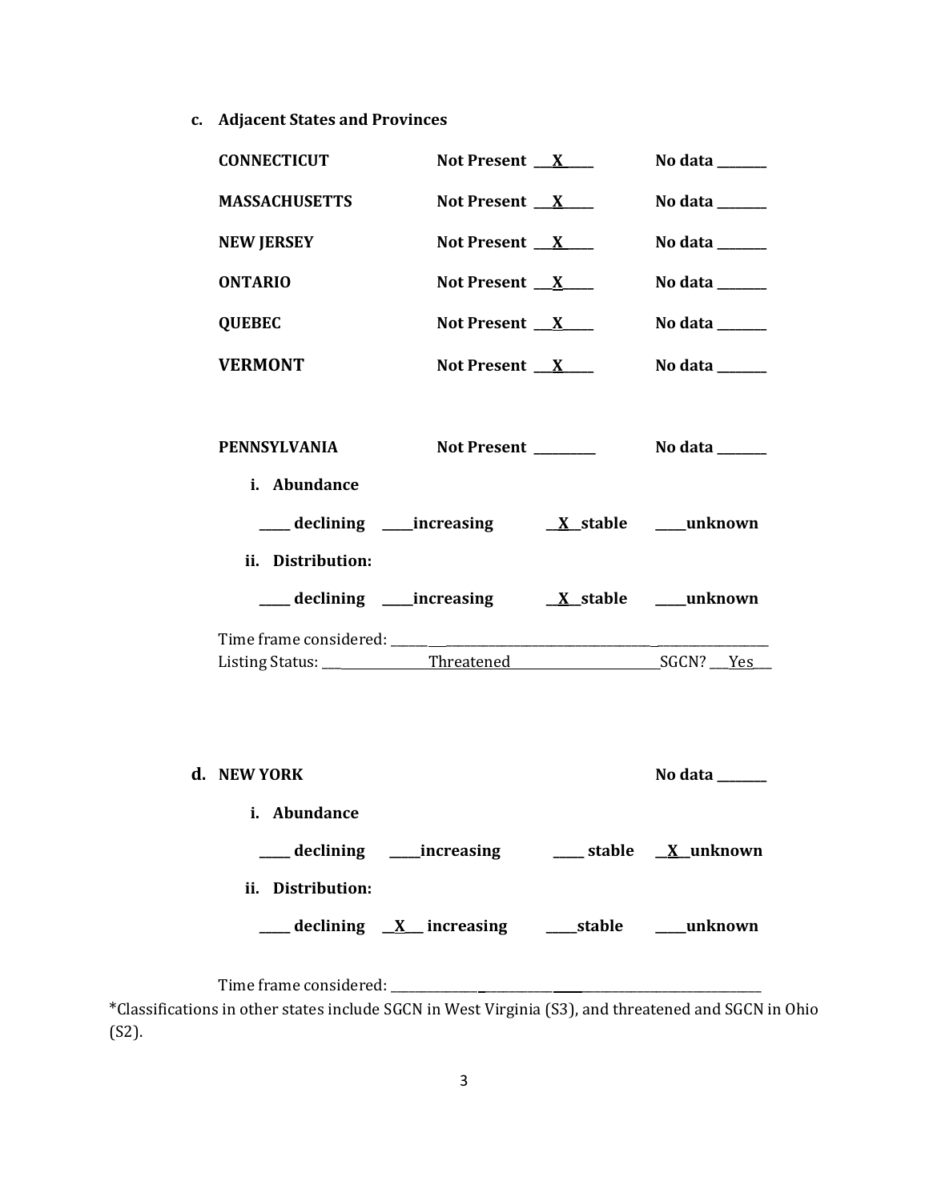**c. Adjacent States and Provinces**

**CONNECTICUT** **Not Present \_\_X\_\_** **No data \_\_\_\_\_\_**

**MASSACHUSETTS** **Not Present \_\_X\_\_** **No data \_\_\_\_\_\_**

**NEW JERSEY** **Not Present \_\_X\_\_** **No data \_\_\_\_\_\_**

**ONTARIO** **Not Present \_\_X\_\_** **No data \_\_\_\_\_\_**

**QUEBEC** **Not Present \_\_X\_\_** **No data \_\_\_\_\_\_**

**VERMONT** **Not Present \_\_X\_\_** **No data \_\_\_\_\_\_**

**PENNSYLVANIA** **Not Present \_\_\_\_\_\_** **No data \_\_\_\_\_\_**

**i. Abundance**

**\_\_\_\_ declining \_\_\_\_increasing \_\_X\_\_stable \_\_\_\_unknown**

**ii. Distribution:**

**\_\_\_\_ declining \_\_\_\_increasing \_\_X\_\_stable \_\_\_\_unknown**

Time frame considered: \_\_\_\_\_\_\_\_\_\_\_\_\_\_\_\_\_\_\_\_\_\_\_\_\_\_\_\_\_\_\_\_\_\_\_\_\_\_\_\_
Listing Status: \_\_\_Threatened\_\_\_ SGCN? \_\_\_Yes\_\_\_

**d. NEW YORK** **No data \_\_\_\_\_\_**

**i. Abundance**

**\_\_\_\_ declining \_\_\_\_increasing \_\_\_\_ stable \_\_X\_\_unknown**

**ii. Distribution:**

**\_\_\_\_ declining \_\_X\_\_ increasing \_\_\_\_stable \_\_\_\_unknown**

Time frame considered: \_\_\_\_\_\_\_\_\_\_\_\_\_\_\_\_\_\_\_\_\_\_\_\_\_\_\_\_\_\_\_\_\_\_\_\_\_\_\_\_

*Classifications in other states include SGCN in West Virginia (S3), and threatened and SGCN in Ohio (S2).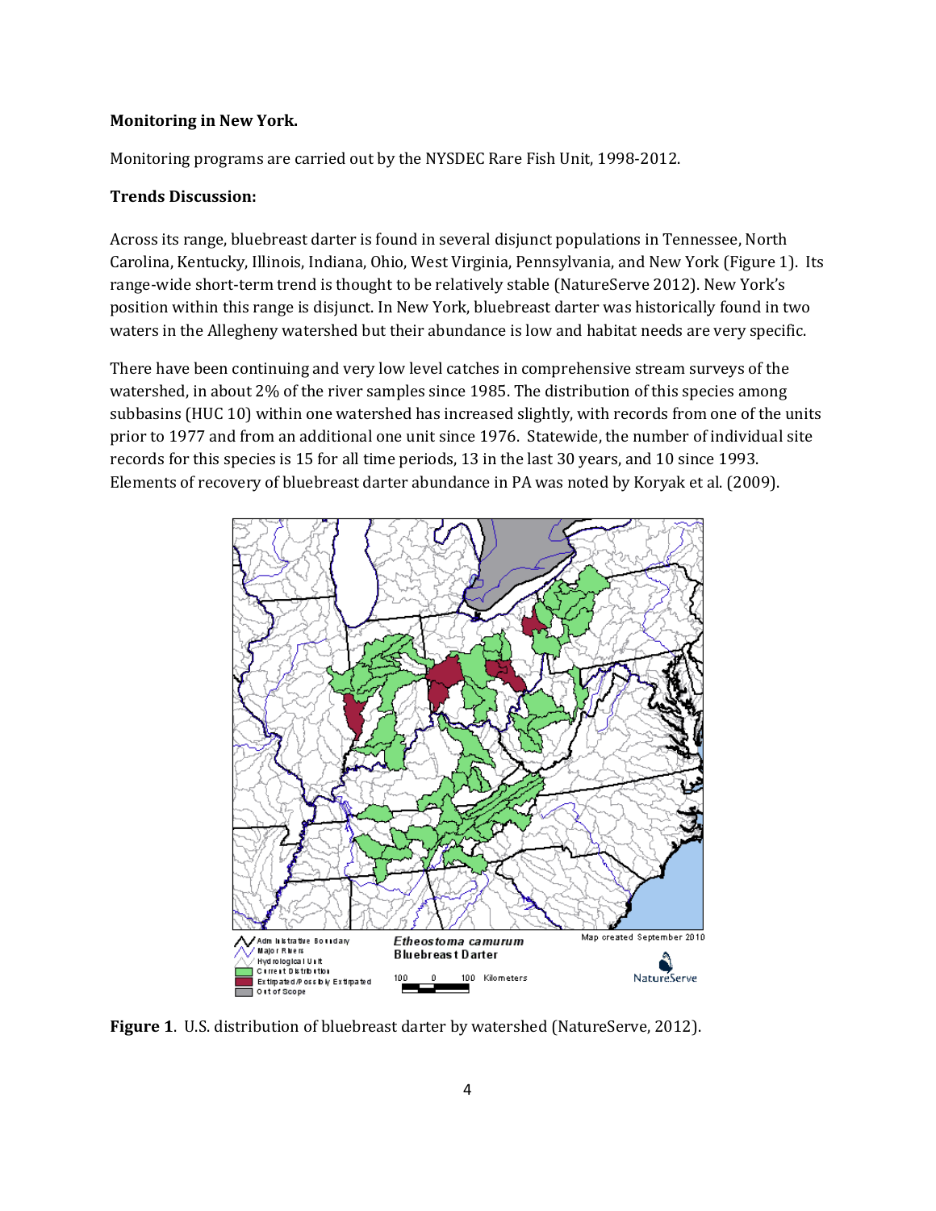**Monitoring in New York.**

Monitoring programs are carried out by the NYSDEC Rare Fish Unit, 1998-2012.

**Trends Discussion:**

Across its range, bluebreast darter is found in several disjunct populations in Tennessee, North Carolina, Kentucky, Illinois, Indiana, Ohio, West Virginia, Pennsylvania, and New York (Figure 1). Its range-wide short-term trend is thought to be relatively stable (NatureServe 2012). New York's position within this range is disjunct. In New York, bluebreast darter was historically found in two waters in the Allegheny watershed but their abundance is low and habitat needs are very specific.

There have been continuing and very low level catches in comprehensive stream surveys of the watershed, in about 2% of the river samples since 1985. The distribution of this species among subbasins (HUC 10) within one watershed has increased slightly, with records from one of the units prior to 1977 and from an additional one unit since 1976. Statewide, the number of individual site records for this species is 15 for all time periods, 13 in the last 30 years, and 10 since 1993. Elements of recovery of bluebreast darter abundance in PA was noted by Koryak et al. (2009).

**Figure 1**. U.S. distribution of bluebreast darter by watershed (NatureServe, 2012).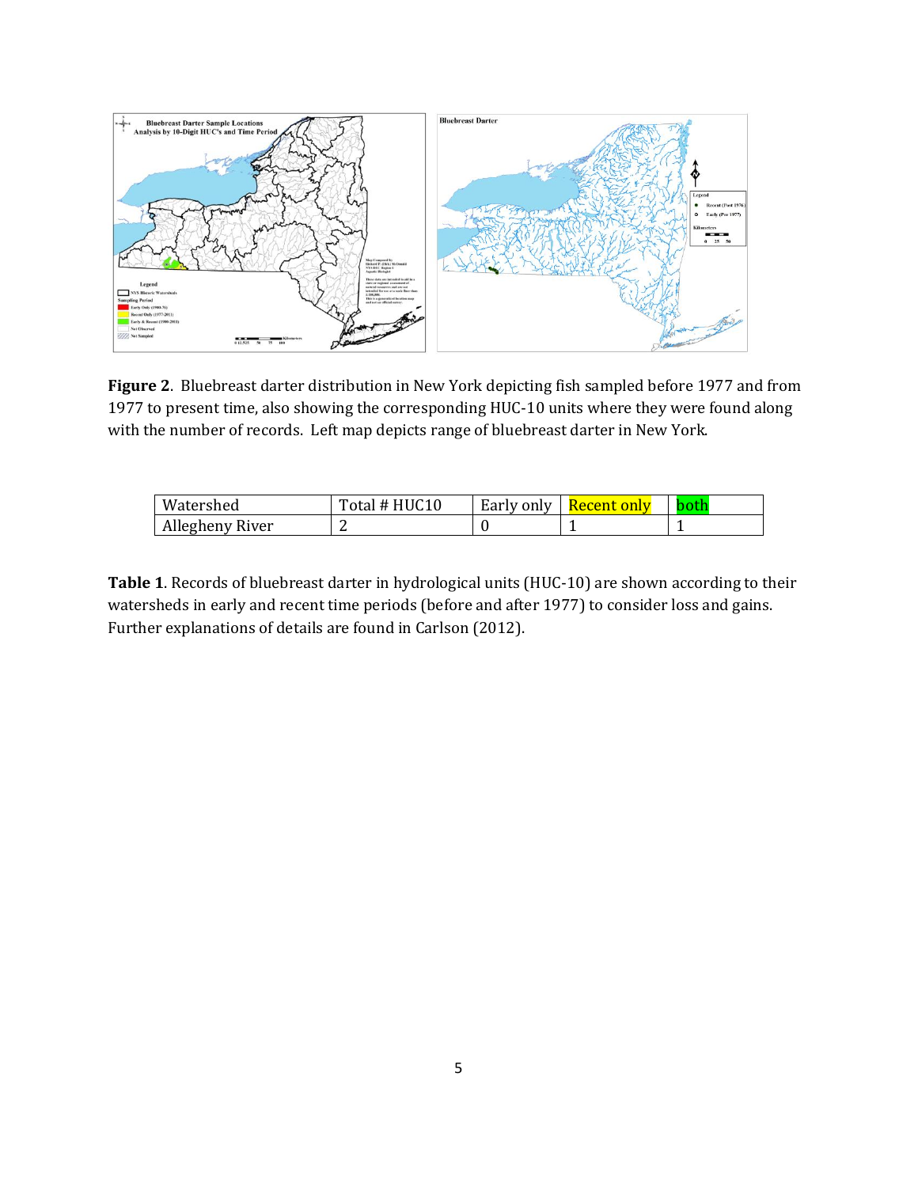**Figure 2**. Bluebreast darter distribution in New York depicting fish sampled before 1977 and from 1977 to present time, also showing the corresponding HUC-10 units where they were found along with the number of records. Left map depicts range of bluebreast darter in New York.

| Watershed | Total # HUC10 | Early only | Recent only | both |
|---|---|---|---|---|
| Allegheny River | 2 | 0 | 1 | 1 |

**Table 1**. Records of bluebreast darter in hydrological units (HUC-10) are shown according to their watersheds in early and recent time periods (before and after 1977) to consider loss and gains. Further explanations of details are found in Carlson (2012).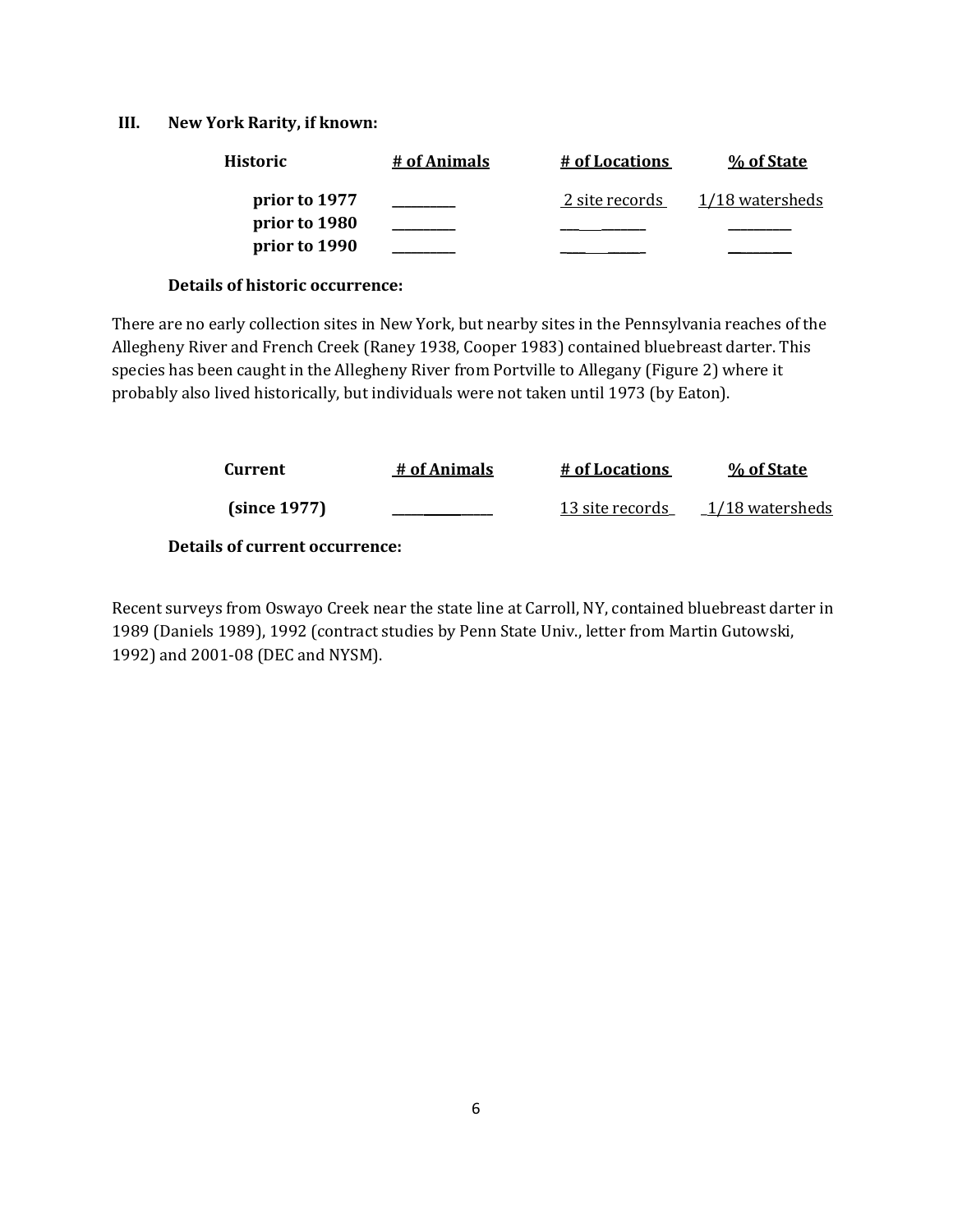### III. New York Rarity, if known:

| Historic | # of Animals | # of Locations | % of State |
|---|---|---|---|
| prior to 1977 | _________ | 2 site records | 1/18 watersheds |
| prior to 1980 | _________ | _________ | _________ |
| prior to 1990 | _________ | _________ | _________ |

**Details of historic occurrence:**

There are no early collection sites in New York, but nearby sites in the Pennsylvania reaches of the Allegheny River and French Creek (Raney 1938, Cooper 1983) contained bluebreast darter. This species has been caught in the Allegheny River from Portville to Allegany (Figure 2) where it probably also lived historically, but individuals were not taken until 1973 (by Eaton).

| Current | # of Animals | # of Locations | % of State |
|---|---|---|---|
| (since 1977) | _____________ | 13 site records | 1/18 watersheds |

**Details of current occurrence:**

Recent surveys from Oswayo Creek near the state line at Carroll, NY, contained bluebreast darter in 1989 (Daniels 1989), 1992 (contract studies by Penn State Univ., letter from Martin Gutowski, 1992) and 2001-08 (DEC and NYSM).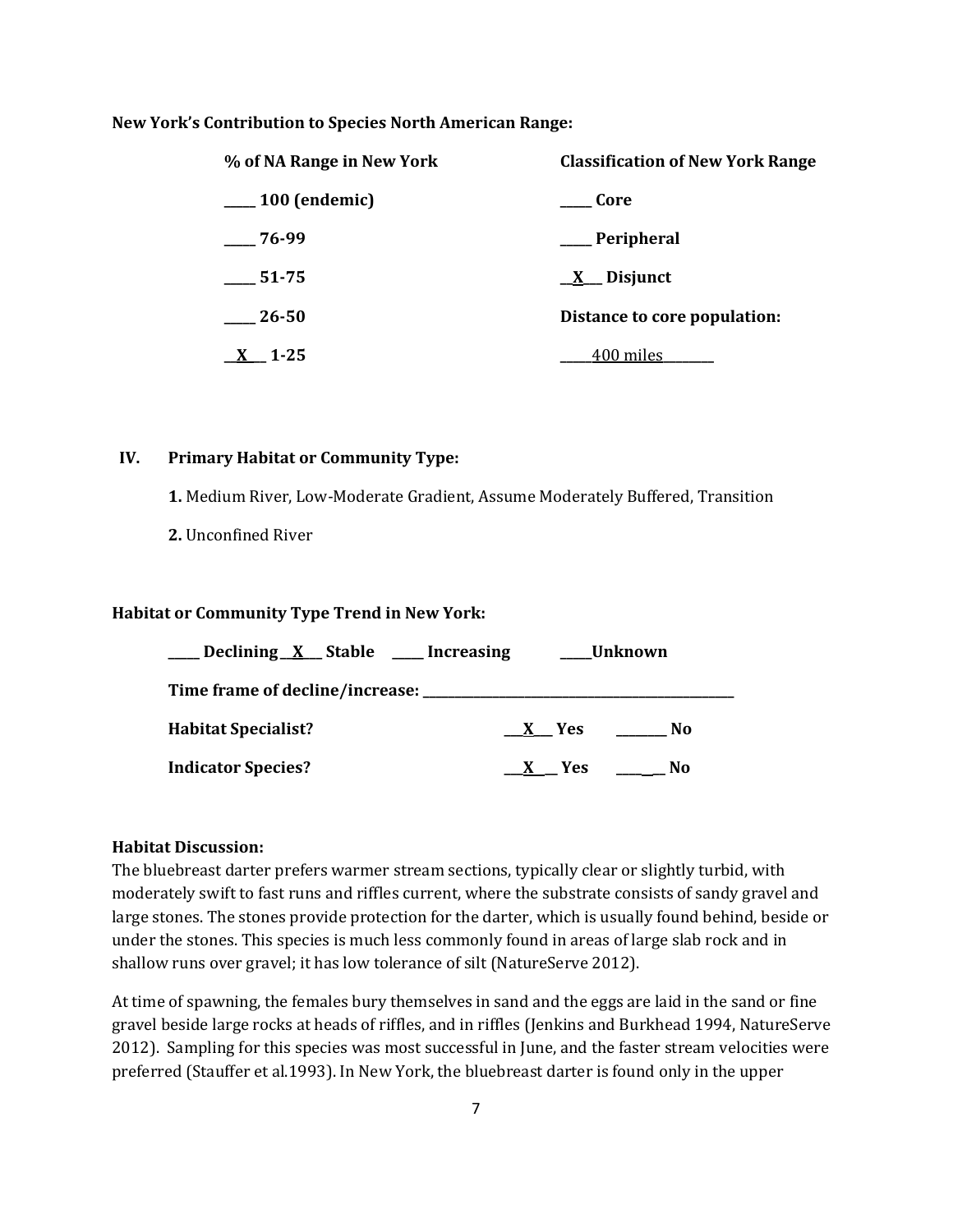**New York's Contribution to Species North American Range:**

| % of NA Range in New York | Classification of New York Range |
|---|---|
| _____ 100 (endemic) | _____ Core |
| _____ 76-99 | _____ Peripheral |
| _____ 51-75 | __X__ Disjunct |
| _____ 26-50 | **Distance to core population:** |
| __X__ 1-25 | _____400 miles________ |

### IV. Primary Habitat or Community Type:

**1.** Medium River, Low-Moderate Gradient, Assume Moderately Buffered, Transition

**2.** Unconfined River

**Habitat or Community Type Trend in New York:**

_____ Declining __X__ Stable _____ Increasing _____Unknown

**Time frame of decline/increase:** _______________________________________________

**Habitat Specialist?** ___X___ Yes ________ No

**Indicator Species?** ___X___ Yes ________ No

**Habitat Discussion:**

The bluebreast darter prefers warmer stream sections, typically clear or slightly turbid, with moderately swift to fast runs and riffles current, where the substrate consists of sandy gravel and large stones. The stones provide protection for the darter, which is usually found behind, beside or under the stones. This species is much less commonly found in areas of large slab rock and in shallow runs over gravel; it has low tolerance of silt (NatureServe 2012).

At time of spawning, the females bury themselves in sand and the eggs are laid in the sand or fine gravel beside large rocks at heads of riffles, and in riffles (Jenkins and Burkhead 1994, NatureServe 2012). Sampling for this species was most successful in June, and the faster stream velocities were preferred (Stauffer et al.1993). In New York, the bluebreast darter is found only in the upper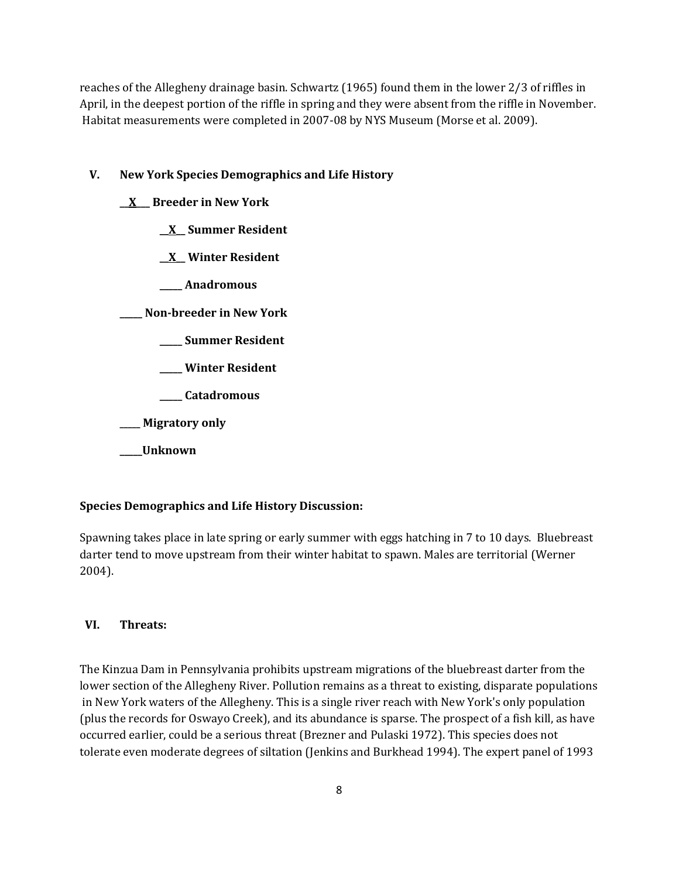reaches of the Allegheny drainage basin. Schwartz (1965) found them in the lower 2/3 of riffles in April, in the deepest portion of the riffle in spring and they were absent from the riffle in November. Habitat measurements were completed in 2007-08 by NYS Museum (Morse et al. 2009).

## V. New York Species Demographics and Life History

**__X___ Breeder in New York**

- **__X__ Summer Resident**
- **__X__ Winter Resident**
- **_____ Anadromous**

**_____ Non-breeder in New York**

- **_____ Summer Resident**
- **_____ Winter Resident**
- **_____ Catadromous**

**_____ Migratory only**

**_____Unknown**

**Species Demographics and Life History Discussion:**

Spawning takes place in late spring or early summer with eggs hatching in 7 to 10 days. Bluebreast darter tend to move upstream from their winter habitat to spawn. Males are territorial (Werner 2004).

## VI. Threats:

The Kinzua Dam in Pennsylvania prohibits upstream migrations of the bluebreast darter from the lower section of the Allegheny River. Pollution remains as a threat to existing, disparate populations in New York waters of the Allegheny. This is a single river reach with New York's only population (plus the records for Oswayo Creek), and its abundance is sparse. The prospect of a fish kill, as have occurred earlier, could be a serious threat (Brezner and Pulaski 1972). This species does not tolerate even moderate degrees of siltation (Jenkins and Burkhead 1994). The expert panel of 1993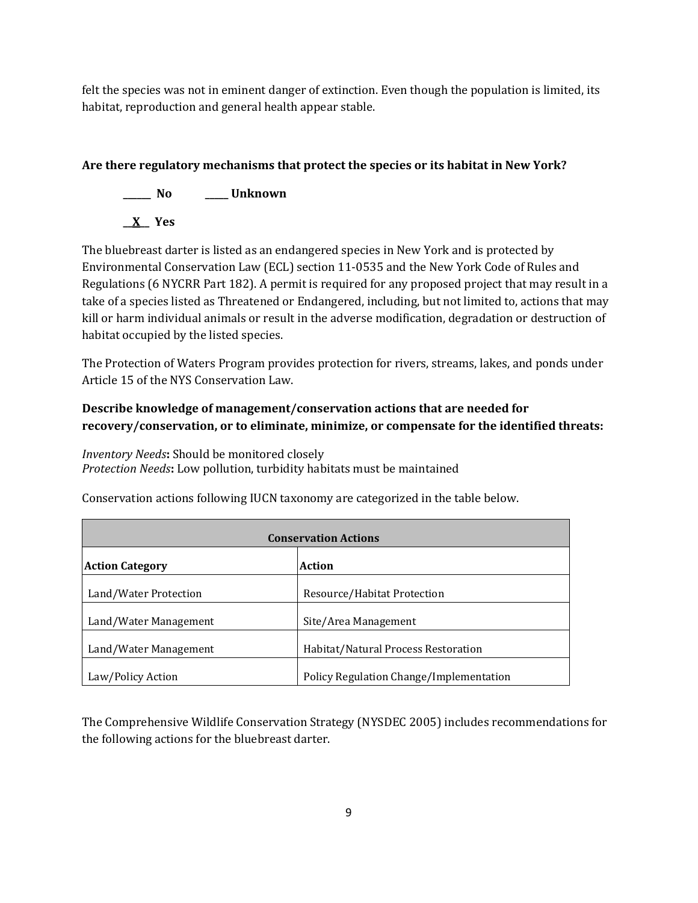felt the species was not in eminent danger of extinction. Even though the population is limited, its habitat, reproduction and general health appear stable.

**Are there regulatory mechanisms that protect the species or its habitat in New York?**

**______ No ______ Unknown**

**__X__ Yes**

The bluebreast darter is listed as an endangered species in New York and is protected by Environmental Conservation Law (ECL) section 11-0535 and the New York Code of Rules and Regulations (6 NYCRR Part 182). A permit is required for any proposed project that may result in a take of a species listed as Threatened or Endangered, including, but not limited to, actions that may kill or harm individual animals or result in the adverse modification, degradation or destruction of habitat occupied by the listed species.

The Protection of Waters Program provides protection for rivers, streams, lakes, and ponds under Article 15 of the NYS Conservation Law.

**Describe knowledge of management/conservation actions that are needed for recovery/conservation, or to eliminate, minimize, or compensate for the identified threats:**

*Inventory Needs*: Should be monitored closely
*Protection Needs*: Low pollution, turbidity habitats must be maintained

Conservation actions following IUCN taxonomy are categorized in the table below.

| **Conservation Actions** | |
|---|---|
| **Action Category** | **Action** |
| Land/Water Protection | Resource/Habitat Protection |
| Land/Water Management | Site/Area Management |
| Land/Water Management | Habitat/Natural Process Restoration |
| Law/Policy Action | Policy Regulation Change/Implementation |

The Comprehensive Wildlife Conservation Strategy (NYSDEC 2005) includes recommendations for the following actions for the bluebreast darter.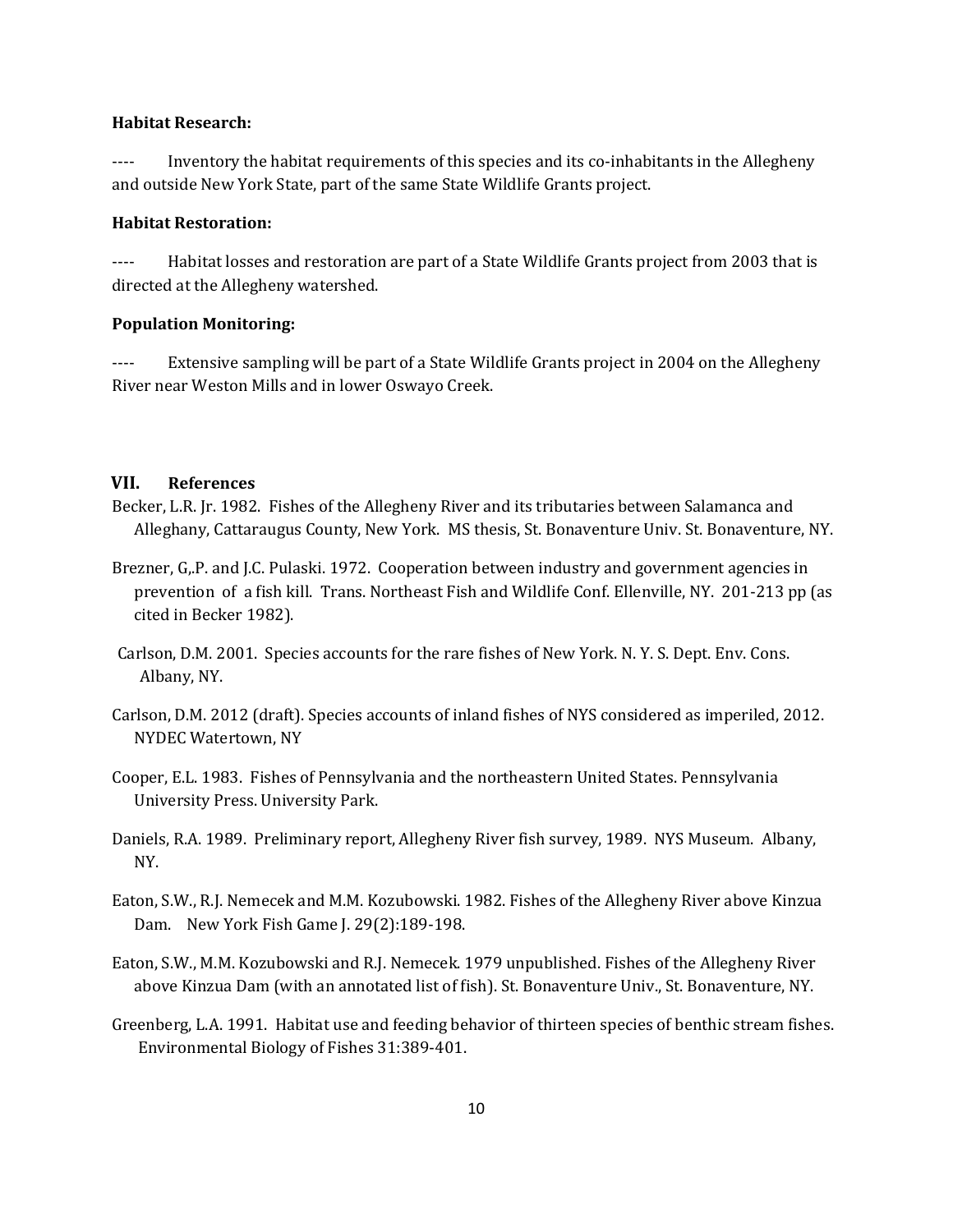**Habitat Research:**

---- Inventory the habitat requirements of this species and its co-inhabitants in the Allegheny and outside New York State, part of the same State Wildlife Grants project.

**Habitat Restoration:**

---- Habitat losses and restoration are part of a State Wildlife Grants project from 2003 that is directed at the Allegheny watershed.

**Population Monitoring:**

---- Extensive sampling will be part of a State Wildlife Grants project in 2004 on the Allegheny River near Weston Mills and in lower Oswayo Creek.

## VII. References

Becker, L.R. Jr. 1982. Fishes of the Allegheny River and its tributaries between Salamanca and Alleghany, Cattaraugus County, New York. MS thesis, St. Bonaventure Univ. St. Bonaventure, NY.

Brezner, G,.P. and J.C. Pulaski. 1972. Cooperation between industry and government agencies in prevention of a fish kill. Trans. Northeast Fish and Wildlife Conf. Ellenville, NY. 201-213 pp (as cited in Becker 1982).

Carlson, D.M. 2001. Species accounts for the rare fishes of New York. N. Y. S. Dept. Env. Cons. Albany, NY.

Carlson, D.M. 2012 (draft). Species accounts of inland fishes of NYS considered as imperiled, 2012. NYDEC Watertown, NY

Cooper, E.L. 1983. Fishes of Pennsylvania and the northeastern United States. Pennsylvania University Press. University Park.

Daniels, R.A. 1989. Preliminary report, Allegheny River fish survey, 1989. NYS Museum. Albany, NY.

Eaton, S.W., R.J. Nemecek and M.M. Kozubowski. 1982. Fishes of the Allegheny River above Kinzua Dam. New York Fish Game J. 29(2):189-198.

Eaton, S.W., M.M. Kozubowski and R.J. Nemecek. 1979 unpublished. Fishes of the Allegheny River above Kinzua Dam (with an annotated list of fish). St. Bonaventure Univ., St. Bonaventure, NY.

Greenberg, L.A. 1991. Habitat use and feeding behavior of thirteen species of benthic stream fishes. Environmental Biology of Fishes 31:389-401.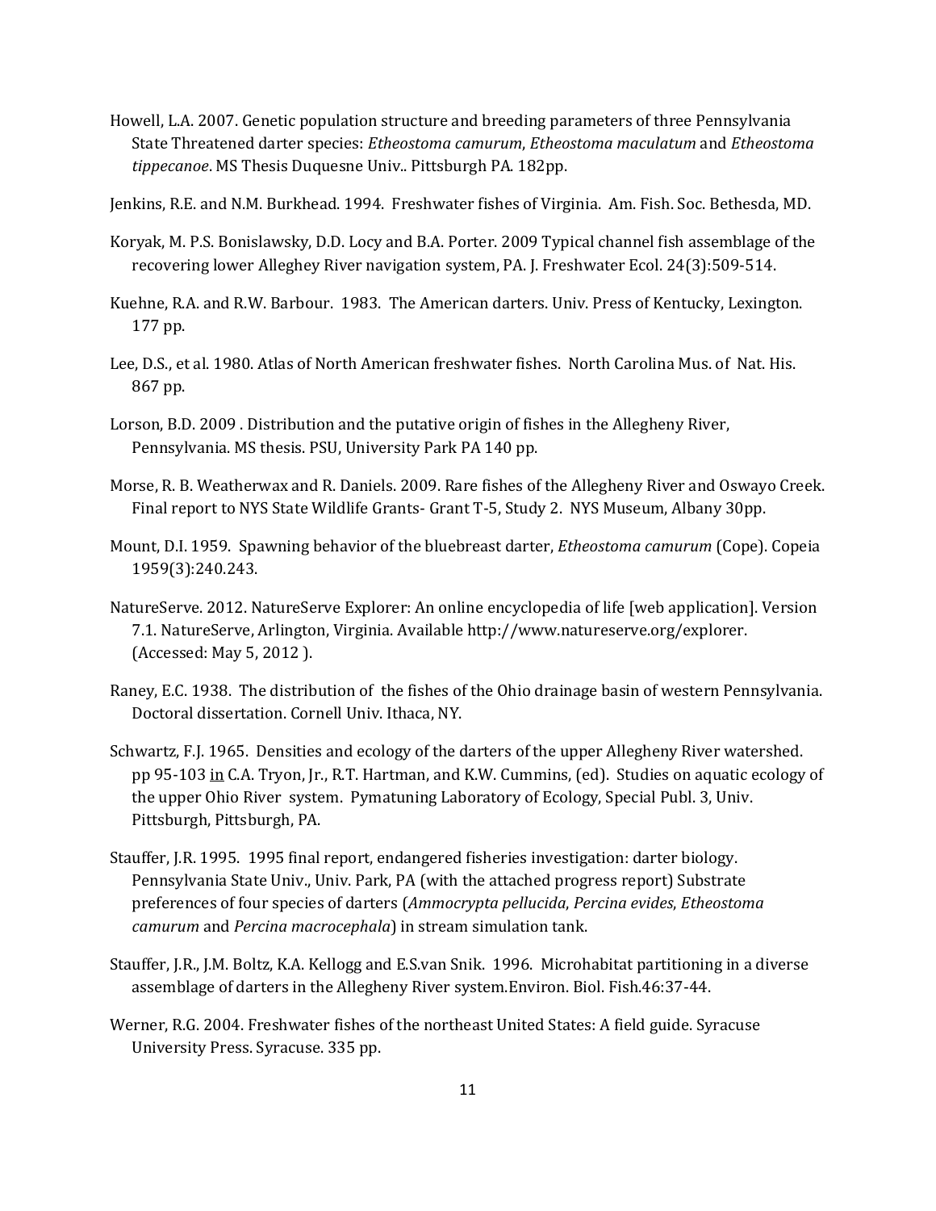Howell, L.A. 2007. Genetic population structure and breeding parameters of three Pennsylvania State Threatened darter species: *Etheostoma camurum*, *Etheostoma maculatum* and *Etheostoma tippecanoe*. MS Thesis Duquesne Univ.. Pittsburgh PA. 182pp.

Jenkins, R.E. and N.M. Burkhead. 1994. Freshwater fishes of Virginia. Am. Fish. Soc. Bethesda, MD.

Koryak, M. P.S. Bonislawsky, D.D. Locy and B.A. Porter. 2009 Typical channel fish assemblage of the recovering lower Alleghey River navigation system, PA. J. Freshwater Ecol. 24(3):509-514.

Kuehne, R.A. and R.W. Barbour. 1983. The American darters. Univ. Press of Kentucky, Lexington. 177 pp.

Lee, D.S., et al. 1980. Atlas of North American freshwater fishes. North Carolina Mus. of Nat. His. 867 pp.

Lorson, B.D. 2009 . Distribution and the putative origin of fishes in the Allegheny River, Pennsylvania. MS thesis. PSU, University Park PA 140 pp.

Morse, R. B. Weatherwax and R. Daniels. 2009. Rare fishes of the Allegheny River and Oswayo Creek. Final report to NYS State Wildlife Grants- Grant T-5, Study 2. NYS Museum, Albany 30pp.

Mount, D.I. 1959. Spawning behavior of the bluebreast darter, *Etheostoma camurum* (Cope). Copeia 1959(3):240.243.

NatureServe. 2012. NatureServe Explorer: An online encyclopedia of life [web application]. Version 7.1. NatureServe, Arlington, Virginia. Available http://www.natureserve.org/explorer. (Accessed: May 5, 2012 ).

Raney, E.C. 1938. The distribution of the fishes of the Ohio drainage basin of western Pennsylvania. Doctoral dissertation. Cornell Univ. Ithaca, NY.

Schwartz, F.J. 1965. Densities and ecology of the darters of the upper Allegheny River watershed. pp 95-103 in C.A. Tryon, Jr., R.T. Hartman, and K.W. Cummins, (ed). Studies on aquatic ecology of the upper Ohio River system. Pymatuning Laboratory of Ecology, Special Publ. 3, Univ. Pittsburgh, Pittsburgh, PA.

Stauffer, J.R. 1995. 1995 final report, endangered fisheries investigation: darter biology. Pennsylvania State Univ., Univ. Park, PA (with the attached progress report) Substrate preferences of four species of darters (*Ammocrypta pellucida*, *Percina evides*, *Etheostoma camurum* and *Percina macrocephala*) in stream simulation tank.

Stauffer, J.R., J.M. Boltz, K.A. Kellogg and E.S.van Snik. 1996. Microhabitat partitioning in a diverse assemblage of darters in the Allegheny River system.Environ. Biol. Fish.46:37-44.

Werner, R.G. 2004. Freshwater fishes of the northeast United States: A field guide. Syracuse University Press. Syracuse. 335 pp.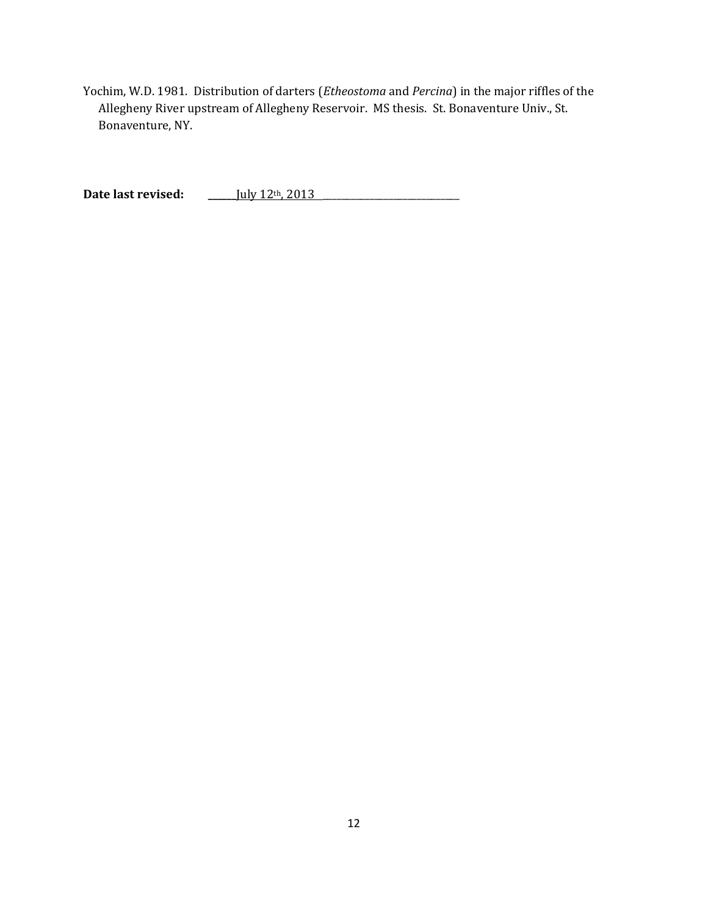Yochim, W.D. 1981. Distribution of darters (*Etheostoma* and *Percina*) in the major riffles of the Allegheny River upstream of Allegheny Reservoir. MS thesis. St. Bonaventure Univ., St. Bonaventure, NY.

**Date last revised:** July 12th, 2013